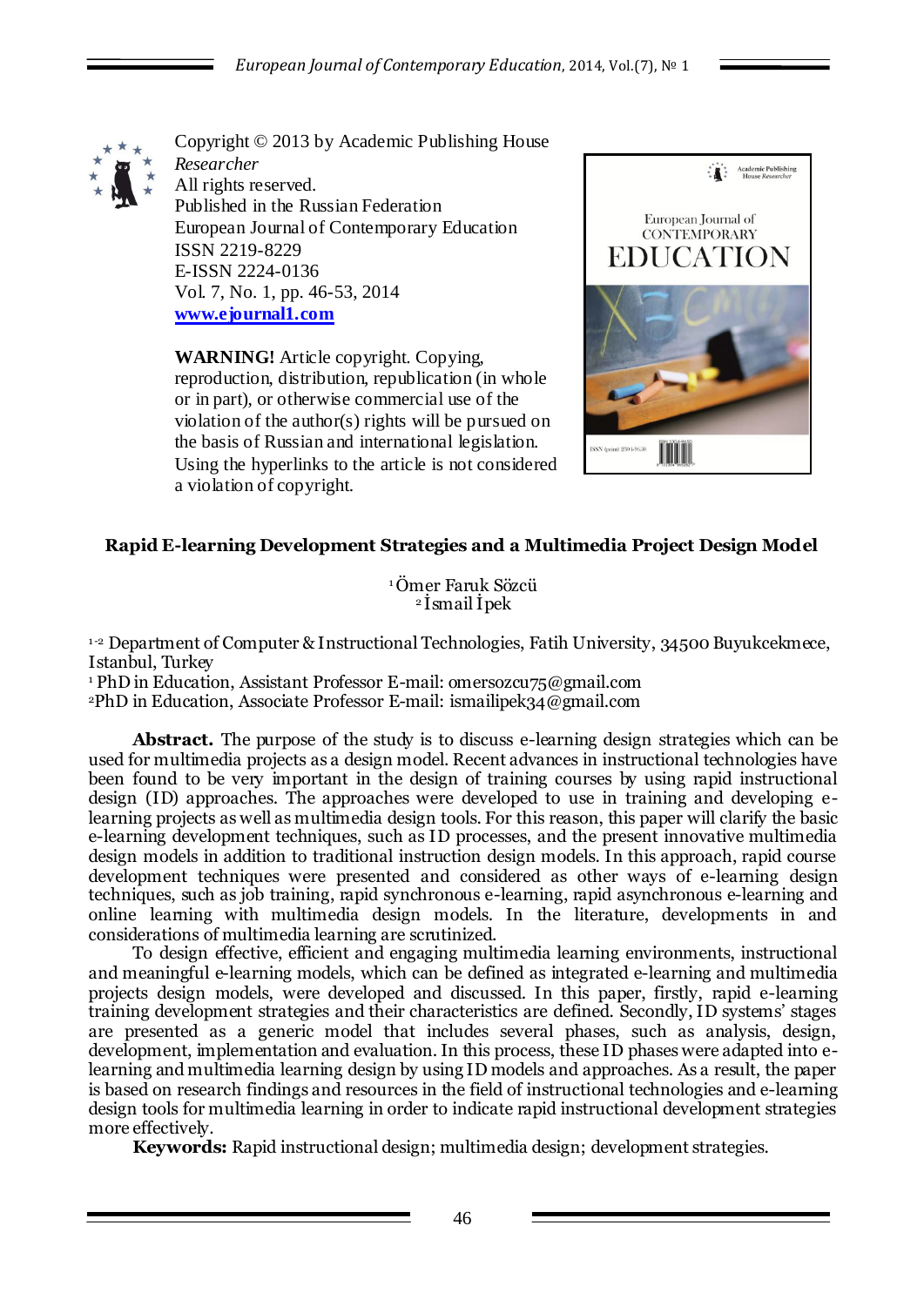Copyright © 2013 by Academic Publishing House *Researcher*
All rights reserved.
Published in the Russian Federation
European Journal of Contemporary Education
ISSN 2219-8229
E-ISSN 2224-0136
Vol. 7, No. 1, pp. 46-53, 2014
**www.ejournal1.com**

**WARNING!** Article copyright. Copying, reproduction, distribution, republication (in whole or in part), or otherwise commercial use of the violation of the author(s) rights will be pursued on the basis of Russian and international legislation. Using the hyperlinks to the article is not considered a violation of copyright.

# Rapid E-learning Development Strategies and a Multimedia Project Design Model

[1] Ömer Faruk Sözcü
[2] İsmail İpek

[1-2] Department of Computer & Instructional Technologies, Fatih University, 34500 Buyukcekmece, Istanbul, Turkey
[1] PhD in Education, Assistant Professor E-mail: omersozcu75@gmail.com
[2] PhD in Education, Associate Professor E-mail: ismailipek34@gmail.com

**Abstract.** The purpose of the study is to discuss e-learning design strategies which can be used for multimedia projects as a design model. Recent advances in instructional technologies have been found to be very important in the design of training courses by using rapid instructional design (ID) approaches. The approaches were developed to use in training and developing e-learning projects as well as multimedia design tools. For this reason, this paper will clarify the basic e-learning development techniques, such as ID processes, and the present innovative multimedia design models in addition to traditional instruction design models. In this approach, rapid course development techniques were presented and considered as other ways of e-learning design techniques, such as job training, rapid synchronous e-learning, rapid asynchronous e-learning and online learning with multimedia design models. In the literature, developments in and considerations of multimedia learning are scrutinized.

To design effective, efficient and engaging multimedia learning environments, instructional and meaningful e-learning models, which can be defined as integrated e-learning and multimedia projects design models, were developed and discussed. In this paper, firstly, rapid e-learning training development strategies and their characteristics are defined. Secondly, ID systems' stages are presented as a generic model that includes several phases, such as analysis, design, development, implementation and evaluation. In this process, these ID phases were adapted into e-learning and multimedia learning design by using ID models and approaches. As a result, the paper is based on research findings and resources in the field of instructional technologies and e-learning design tools for multimedia learning in order to indicate rapid instructional development strategies more effectively.

**Keywords:** Rapid instructional design; multimedia design; development strategies.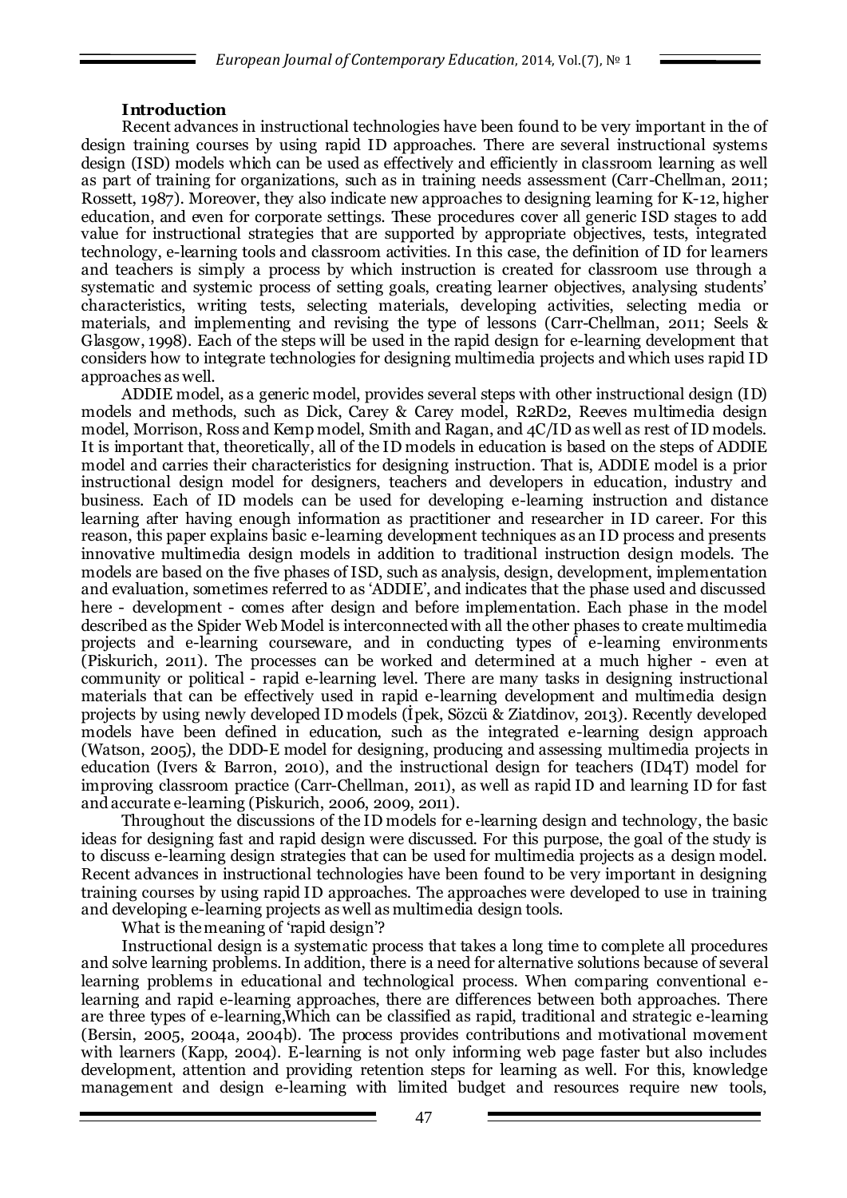## Introduction

Recent advances in instructional technologies have been found to be very important in the of design training courses by using rapid ID approaches. There are several instructional systems design (ISD) models which can be used as effectively and efficiently in classroom learning as well as part of training for organizations, such as in training needs assessment (Carr-Chellman, 2011; Rossett, 1987). Moreover, they also indicate new approaches to designing learning for K-12, higher education, and even for corporate settings. These procedures cover all generic ISD stages to add value for instructional strategies that are supported by appropriate objectives, tests, integrated technology, e-learning tools and classroom activities. In this case, the definition of ID for learners and teachers is simply a process by which instruction is created for classroom use through a systematic and systemic process of setting goals, creating learner objectives, analysing students' characteristics, writing tests, selecting materials, developing activities, selecting media or materials, and implementing and revising the type of lessons (Carr-Chellman, 2011; Seels & Glasgow, 1998). Each of the steps will be used in the rapid design for e-learning development that considers how to integrate technologies for designing multimedia projects and which uses rapid ID approaches as well.

ADDIE model, as a generic model, provides several steps with other instructional design (ID) models and methods, such as Dick, Carey & Carey model, R2RD2, Reeves multimedia design model, Morrison, Ross and Kemp model, Smith and Ragan, and 4C/ID as well as rest of ID models. It is important that, theoretically, all of the ID models in education is based on the steps of ADDIE model and carries their characteristics for designing instruction. That is, ADDIE model is a prior instructional design model for designers, teachers and developers in education, industry and business. Each of ID models can be used for developing e-learning instruction and distance learning after having enough information as practitioner and researcher in ID career. For this reason, this paper explains basic e-learning development techniques as an ID process and presents innovative multimedia design models in addition to traditional instruction design models. The models are based on the five phases of ISD, such as analysis, design, development, implementation and evaluation, sometimes referred to as 'ADDIE', and indicates that the phase used and discussed here - development - comes after design and before implementation. Each phase in the model described as the Spider Web Model is interconnected with all the other phases to create multimedia projects and e-learning courseware, and in conducting types of e-learning environments (Piskurich, 2011). The processes can be worked and determined at a much higher - even at community or political - rapid e-learning level. There are many tasks in designing instructional materials that can be effectively used in rapid e-learning development and multimedia design projects by using newly developed ID models (İpek, Sözcü & Ziatdinov, 2013). Recently developed models have been defined in education, such as the integrated e-learning design approach (Watson, 2005), the DDD-E model for designing, producing and assessing multimedia projects in education (Ivers & Barron, 2010), and the instructional design for teachers (ID4T) model for improving classroom practice (Carr-Chellman, 2011), as well as rapid ID and learning ID for fast and accurate e-learning (Piskurich, 2006, 2009, 2011).

Throughout the discussions of the ID models for e-learning design and technology, the basic ideas for designing fast and rapid design were discussed. For this purpose, the goal of the study is to discuss e-learning design strategies that can be used for multimedia projects as a design model. Recent advances in instructional technologies have been found to be very important in designing training courses by using rapid ID approaches. The approaches were developed to use in training and developing e-learning projects as well as multimedia design tools.

What is the meaning of 'rapid design'?

Instructional design is a systematic process that takes a long time to complete all procedures and solve learning problems. In addition, there is a need for alternative solutions because of several learning problems in educational and technological process. When comparing conventional e-learning and rapid e-learning approaches, there are differences between both approaches. There are three types of e-learning,Which can be classified as rapid, traditional and strategic e-learning (Bersin, 2005, 2004a, 2004b). The process provides contributions and motivational movement with learners (Kapp, 2004). E-learning is not only informing web page faster but also includes development, attention and providing retention steps for learning as well. For this, knowledge management and design e-learning with limited budget and resources require new tools,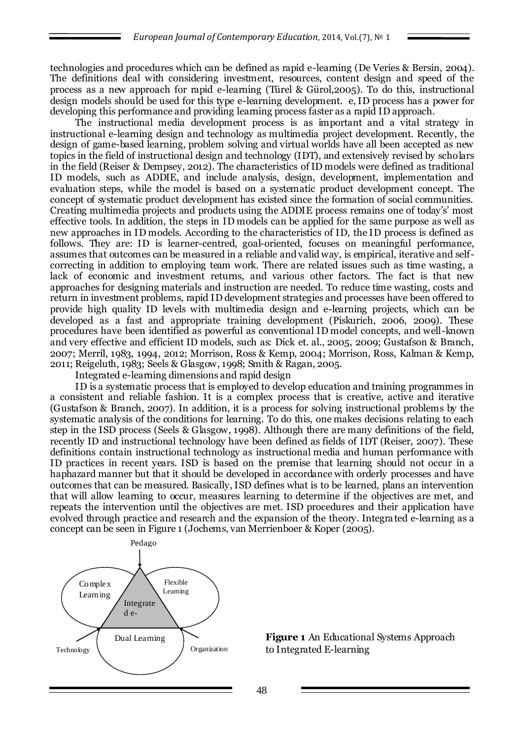technologies and procedures which can be defined as rapid e-learning (De Veries & Bersin, 2004). The definitions deal with considering investment, resources, content design and speed of the process as a new approach for rapid e-learning (Türel & Gürol,2005). To do this, instructional design models should be used for this type e-learning development. e, ID process has a power for developing this performance and providing learning process faster as a rapid ID approach.

The instructional media development process is as important and a vital strategy in instructional e-learning design and technology as multimedia project development. Recently, the design of game-based learning, problem solving and virtual worlds have all been accepted as new topics in the field of instructional design and technology (IDT), and extensively revised by scholars in the field (Reiser & Dempsey, 2012). The characteristics of ID models were defined as traditional ID models, such as ADDIE, and include analysis, design, development, implementation and evaluation steps, while the model is based on a systematic product development concept. The concept of systematic product development has existed since the formation of social communities. Creating multimedia projects and products using the ADDIE process remains one of today's' most effective tools. In addition, the steps in ID models can be applied for the same purpose as well as new approaches in ID models. According to the characteristics of ID, the ID process is defined as follows. They are: ID is learner-centred, goal-oriented, focuses on meaningful performance, assumes that outcomes can be measured in a reliable and valid way, is empirical, iterative and self-correcting in addition to employing team work. There are related issues such as time wasting, a lack of economic and investment returns, and various other factors. The fact is that new approaches for designing materials and instruction are needed. To reduce time wasting, costs and return in investment problems, rapid ID development strategies and processes have been offered to provide high quality ID levels with multimedia design and e-learning projects, which can be developed as a fast and appropriate training development (Piskurich, 2006, 2009). These procedures have been identified as powerful as conventional ID model concepts, and well-known and very effective and efficient ID models, such as: Dick et. al., 2005, 2009; Gustafson & Branch, 2007; Merril, 1983, 1994, 2012; Morrison, Ross & Kemp, 2004; Morrison, Ross, Kalman & Kemp, 2011; Reigeluth, 1983; Seels & Glasgow, 1998; Smith & Ragan, 2005.

Integrated e-learning dimensions and rapid design

ID is a systematic process that is employed to develop education and training programmes in a consistent and reliable fashion. It is a complex process that is creative, active and iterative (Gustafson & Branch, 2007). In addition, it is a process for solving instructional problems by the systematic analysis of the conditions for learning. To do this, one makes decisions relating to each step in the ISD process (Seels & Glasgow, 1998). Although there are many definitions of the field, recently ID and instructional technology have been defined as fields of IDT (Reiser, 2007). These definitions contain instructional technology as instructional media and human performance with ID practices in recent years. ISD is based on the premise that learning should not occur in a haphazard manner but that it should be developed in accordance with orderly processes and have outcomes that can be measured. Basically, ISD defines what is to be learned, plans an intervention that will allow learning to occur, measures learning to determine if the objectives are met, and repeats the intervention until the objectives are met. ISD procedures and their application have evolved through practice and research and the expansion of the theory. Integrated e-learning as a concept can be seen in Figure 1 (Jochems, van Merrienboer & Koper (2005).

Pedago

Complex Learning

Flexible Learning

Integrated e-

Dual Learning

Technology

Organization

**Figure 1** An Educational Systems Approach to Integrated E-learning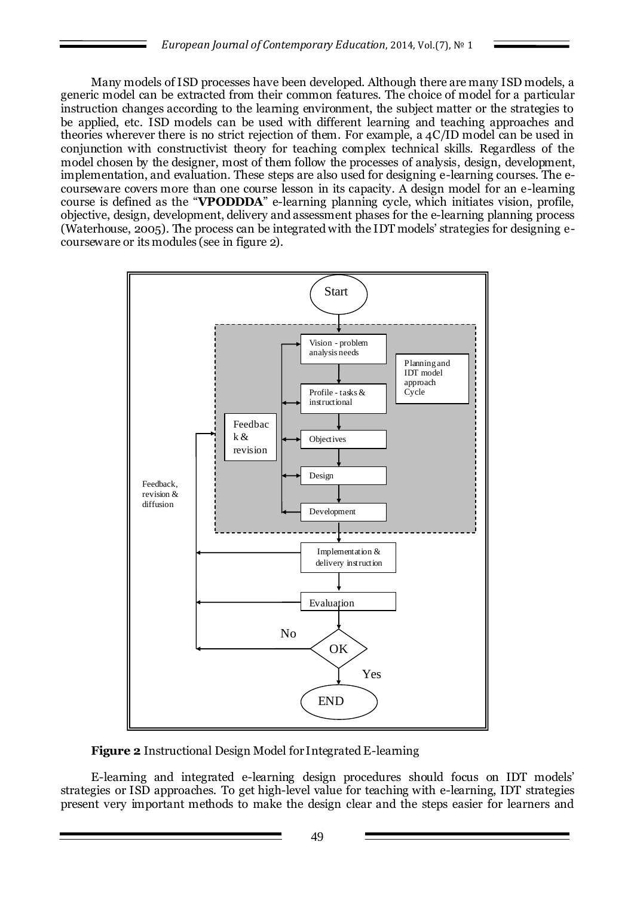Many models of ISD processes have been developed. Although there are many ISD models, a generic model can be extracted from their common features. The choice of model for a particular instruction changes according to the learning environment, the subject matter or the strategies to be applied, etc. ISD models can be used with different learning and teaching approaches and theories wherever there is no strict rejection of them. For example, a 4C/ID model can be used in conjunction with constructivist theory for teaching complex technical skills. Regardless of the model chosen by the designer, most of them follow the processes of analysis, design, development, implementation, and evaluation. These steps are also used for designing e-learning courses. The e-courseware covers more than one course lesson in its capacity. A design model for an e-learning course is defined as the "**VPODDDA**" e-learning planning cycle, which initiates vision, profile, objective, design, development, delivery and assessment phases for the e-learning planning process (Waterhouse, 2005). The process can be integrated with the IDT models' strategies for designing e-courseware or its modules (see in figure 2).

Start

Vision - problem analysis needs

Profile - tasks & instructional

Objectives

Design

Development

Planning and IDT model approach Cycle

Feedback & revision

Feedback, revision & diffusion

Implementation & delivery instruction

Evaluation

No

OK

Yes

END

**Figure 2** Instructional Design Model for Integrated E-learning

E-learning and integrated e-learning design procedures should focus on IDT models' strategies or ISD approaches. To get high-level value for teaching with e-learning, IDT strategies present very important methods to make the design clear and the steps easier for learners and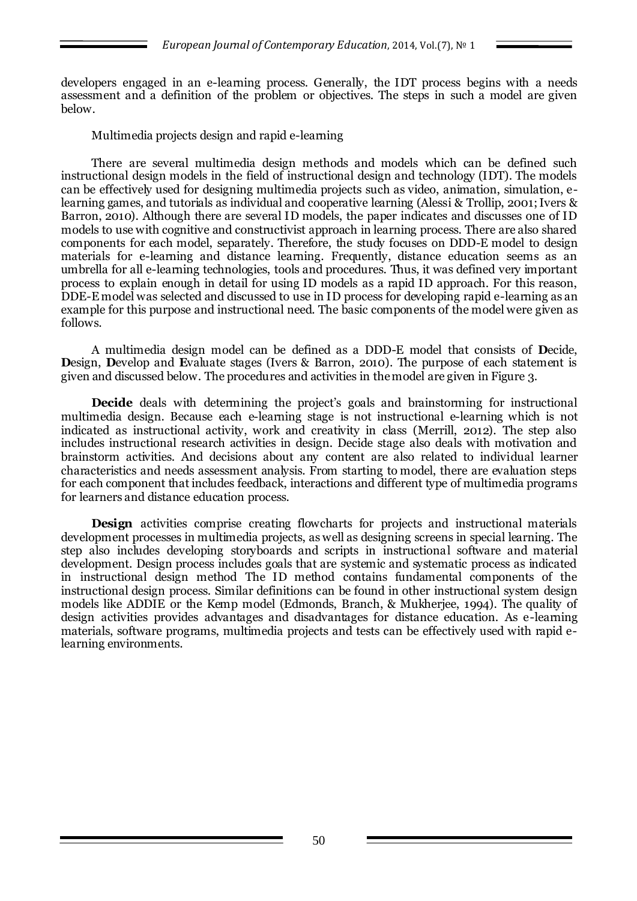developers engaged in an e-learning process. Generally, the IDT process begins with a needs assessment and a definition of the problem or objectives. The steps in such a model are given below.

Multimedia projects design and rapid e-learning

There are several multimedia design methods and models which can be defined such instructional design models in the field of instructional design and technology (IDT). The models can be effectively used for designing multimedia projects such as video, animation, simulation, e-learning games, and tutorials as individual and cooperative learning (Alessi & Trollip, 2001; Ivers & Barron, 2010). Although there are several ID models, the paper indicates and discusses one of ID models to use with cognitive and constructivist approach in learning process. There are also shared components for each model, separately. Therefore, the study focuses on DDD-E model to design materials for e-learning and distance learning. Frequently, distance education seems as an umbrella for all e-learning technologies, tools and procedures. Thus, it was defined very important process to explain enough in detail for using ID models as a rapid ID approach. For this reason, DDE-E model was selected and discussed to use in ID process for developing rapid e-learning as an example for this purpose and instructional need. The basic components of the model were given as follows.

A multimedia design model can be defined as a DDD-E model that consists of **D**ecide, **D**esign, **D**evelop and **E**valuate stages (Ivers & Barron, 2010). The purpose of each statement is given and discussed below. The procedures and activities in the model are given in Figure 3.

**Decide** deals with determining the project's goals and brainstorming for instructional multimedia design. Because each e-learning stage is not instructional e-learning which is not indicated as instructional activity, work and creativity in class (Merrill, 2012). The step also includes instructional research activities in design. Decide stage also deals with motivation and brainstorm activities. And decisions about any content are also related to individual learner characteristics and needs assessment analysis. From starting to model, there are evaluation steps for each component that includes feedback, interactions and different type of multimedia programs for learners and distance education process.

**Design** activities comprise creating flowcharts for projects and instructional materials development processes in multimedia projects, as well as designing screens in special learning. The step also includes developing storyboards and scripts in instructional software and material development. Design process includes goals that are systemic and systematic process as indicated in instructional design method The ID method contains fundamental components of the instructional design process. Similar definitions can be found in other instructional system design models like ADDIE or the Kemp model (Edmonds, Branch, & Mukherjee, 1994). The quality of design activities provides advantages and disadvantages for distance education. As e-learning materials, software programs, multimedia projects and tests can be effectively used with rapid e-learning environments.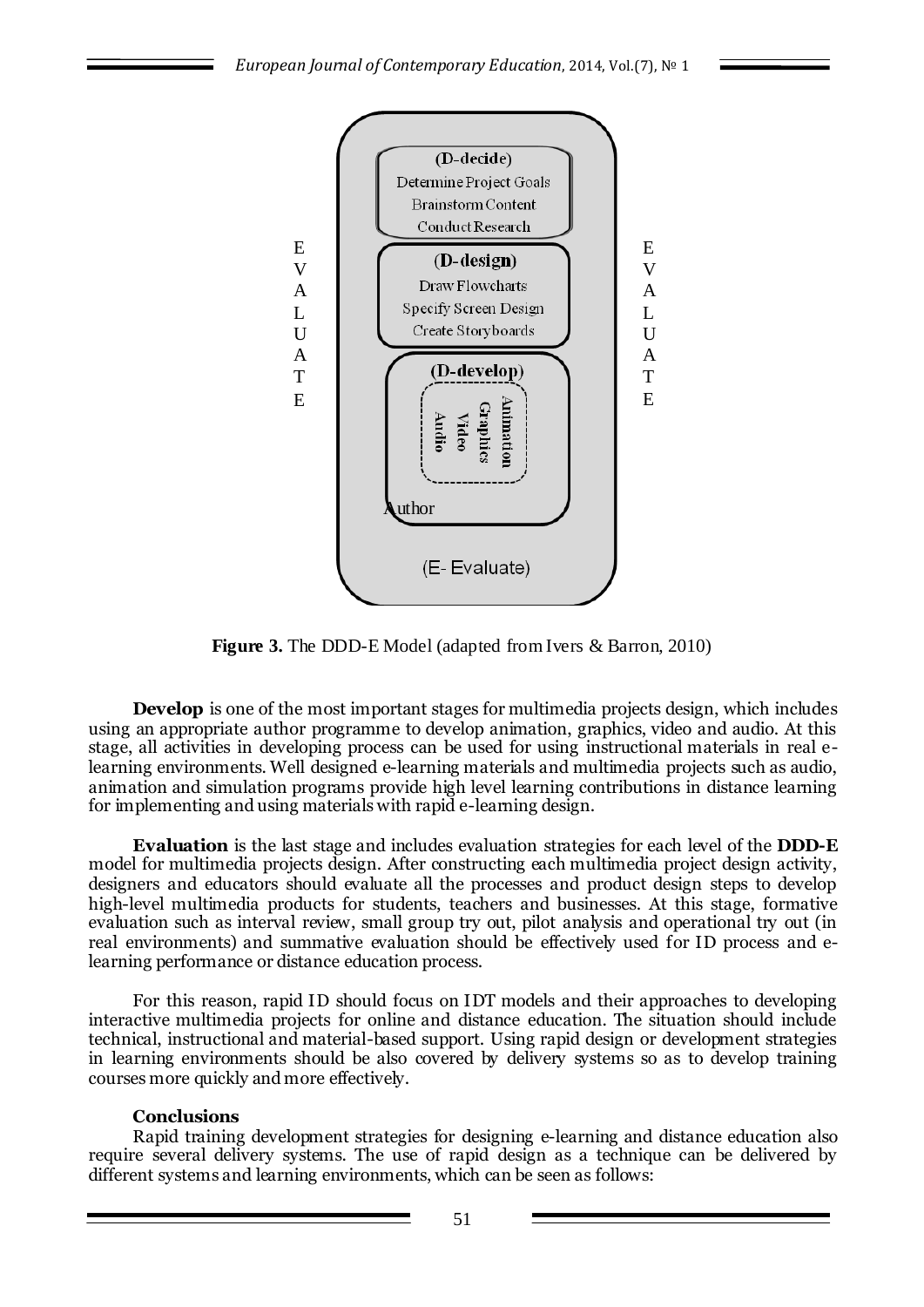E V A L U A T E

(D-decide)
Determine Project Goals
Brainstorm Content
Conduct Research

(D-design)
Draw Flowcharts
Specify Screen Design
Create Storyboards

(D-develop)
Animation
Graphics
Video
Audio

Author

(E- Evaluate)

E V A L U A T E

**Figure 3.** The DDD-E Model (adapted from Ivers & Barron, 2010)

**Develop** is one of the most important stages for multimedia projects design, which includes using an appropriate author programme to develop animation, graphics, video and audio. At this stage, all activities in developing process can be used for using instructional materials in real e-learning environments. Well designed e-learning materials and multimedia projects such as audio, animation and simulation programs provide high level learning contributions in distance learning for implementing and using materials with rapid e-learning design.

**Evaluation** is the last stage and includes evaluation strategies for each level of the **DDD-E** model for multimedia projects design. After constructing each multimedia project design activity, designers and educators should evaluate all the processes and product design steps to develop high-level multimedia products for students, teachers and businesses. At this stage, formative evaluation such as interval review, small group try out, pilot analysis and operational try out (in real environments) and summative evaluation should be effectively used for ID process and e-learning performance or distance education process.

For this reason, rapid ID should focus on IDT models and their approaches to developing interactive multimedia projects for online and distance education. The situation should include technical, instructional and material-based support. Using rapid design or development strategies in learning environments should be also covered by delivery systems so as to develop training courses more quickly and more effectively.

### Conclusions

Rapid training development strategies for designing e-learning and distance education also require several delivery systems. The use of rapid design as a technique can be delivered by different systems and learning environments, which can be seen as follows: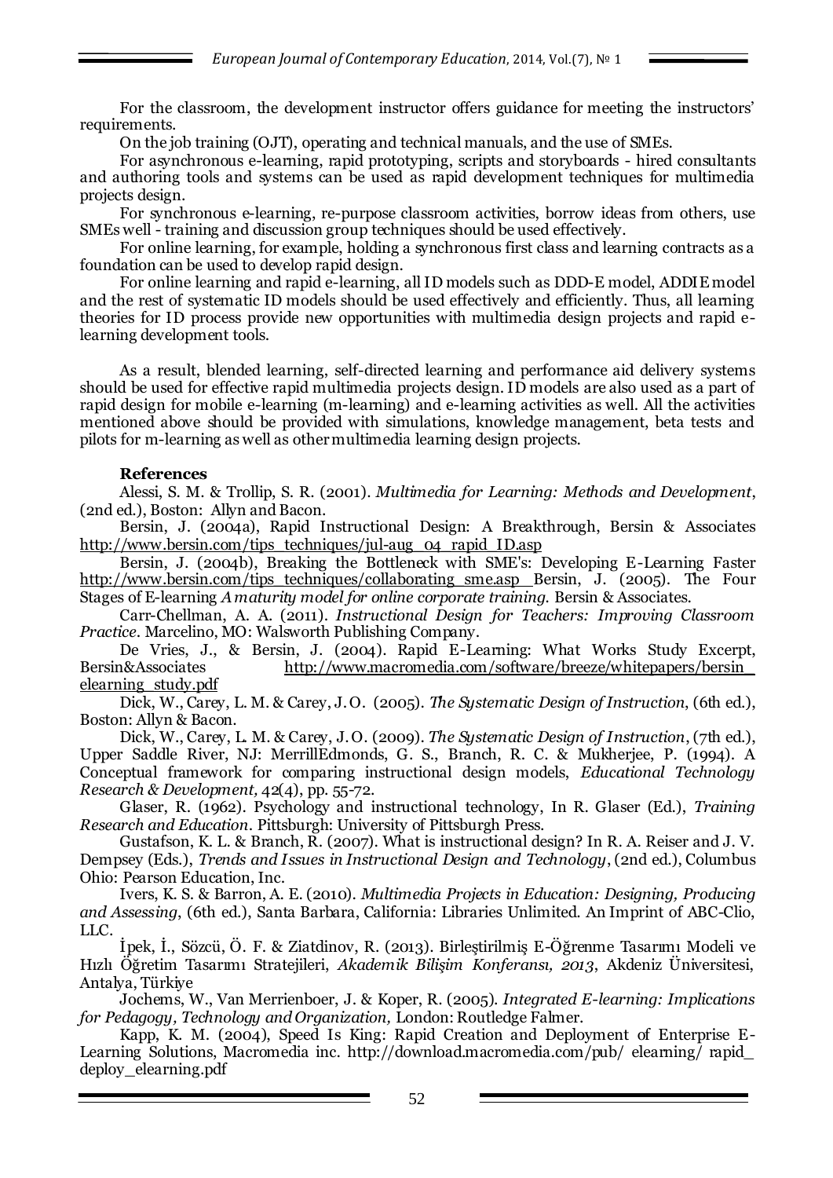For the classroom, the development instructor offers guidance for meeting the instructors' requirements.

On the job training (OJT), operating and technical manuals, and the use of SMEs.

For asynchronous e-learning, rapid prototyping, scripts and storyboards - hired consultants and authoring tools and systems can be used as rapid development techniques for multimedia projects design.

For synchronous e-learning, re-purpose classroom activities, borrow ideas from others, use SMEs well - training and discussion group techniques should be used effectively.

For online learning, for example, holding a synchronous first class and learning contracts as a foundation can be used to develop rapid design.

For online learning and rapid e-learning, all ID models such as DDD-E model, ADDIE model and the rest of systematic ID models should be used effectively and efficiently. Thus, all learning theories for ID process provide new opportunities with multimedia design projects and rapid e-learning development tools.

As a result, blended learning, self-directed learning and performance aid delivery systems should be used for effective rapid multimedia projects design. ID models are also used as a part of rapid design for mobile e-learning (m-learning) and e-learning activities as well. All the activities mentioned above should be provided with simulations, knowledge management, beta tests and pilots for m-learning as well as other multimedia learning design projects.

**References**

Alessi, S. M. & Trollip, S. R. (2001). *Multimedia for Learning: Methods and Development*, (2nd ed.), Boston: Allyn and Bacon.

Bersin, J. (2004a), Rapid Instructional Design: A Breakthrough, Bersin & Associates http://www.bersin.com/tips_techniques/jul-aug_04_rapid_ID.asp

Bersin, J. (2004b), Breaking the Bottleneck with SME's: Developing E-Learning Faster http://www.bersin.com/tips_techniques/collaborating_sme.asp Bersin, J. (2005). The Four Stages of E-learning *A maturity model for online corporate training*. Bersin & Associates.

Carr-Chellman, A. A. (2011). *Instructional Design for Teachers: Improving Classroom Practice*. Marcelino, MO: Walsworth Publishing Company.

De Vries, J., & Bersin, J. (2004). Rapid E-Learning: What Works Study Excerpt, Bersin&Associates http://www.macromedia.com/software/breeze/whitepapers/bersin_elearning_study.pdf

Dick, W., Carey, L. M. & Carey, J. O. (2005). *The Systematic Design of Instruction*, (6th ed.), Boston: Allyn & Bacon.

Dick, W., Carey, L. M. & Carey, J. O. (2009). *The Systematic Design of Instruction*, (7th ed.), Upper Saddle River, NJ: MerrillEdmonds, G. S., Branch, R. C. & Mukherjee, P. (1994). A Conceptual framework for comparing instructional design models, *Educational Technology Research & Development*, 42(4), pp. 55-72.

Glaser, R. (1962). Psychology and instructional technology, In R. Glaser (Ed.), *Training Research and Education*. Pittsburgh: University of Pittsburgh Press.

Gustafson, K. L. & Branch, R. (2007). What is instructional design? In R. A. Reiser and J. V. Dempsey (Eds.), *Trends and Issues in Instructional Design and Technology*, (2nd ed.), Columbus Ohio: Pearson Education, Inc.

Ivers, K. S. & Barron, A. E. (2010). *Multimedia Projects in Education: Designing, Producing and Assessing*, (6th ed.), Santa Barbara, California: Libraries Unlimited. An Imprint of ABC-Clio, LLC.

İpek, İ., Sözcü, Ö. F. & Ziatdinov, R. (2013). Birleştirilmiş E-Öğrenme Tasarımı Modeli ve Hızlı Öğretim Tasarımı Stratejileri, *Akademik Bilişim Konferansı, 2013*, Akdeniz Üniversitesi, Antalya, Türkiye

Jochems, W., Van Merrienboer, J. & Koper, R. (2005). *Integrated E-learning: Implications for Pedagogy, Technology and Organization*, London: Routledge Falmer.

Kapp, K. M. (2004), Speed Is King: Rapid Creation and Deployment of Enterprise E-Learning Solutions, Macromedia inc. http://download.macromedia.com/pub/ elearning/ rapid_deploy_elearning.pdf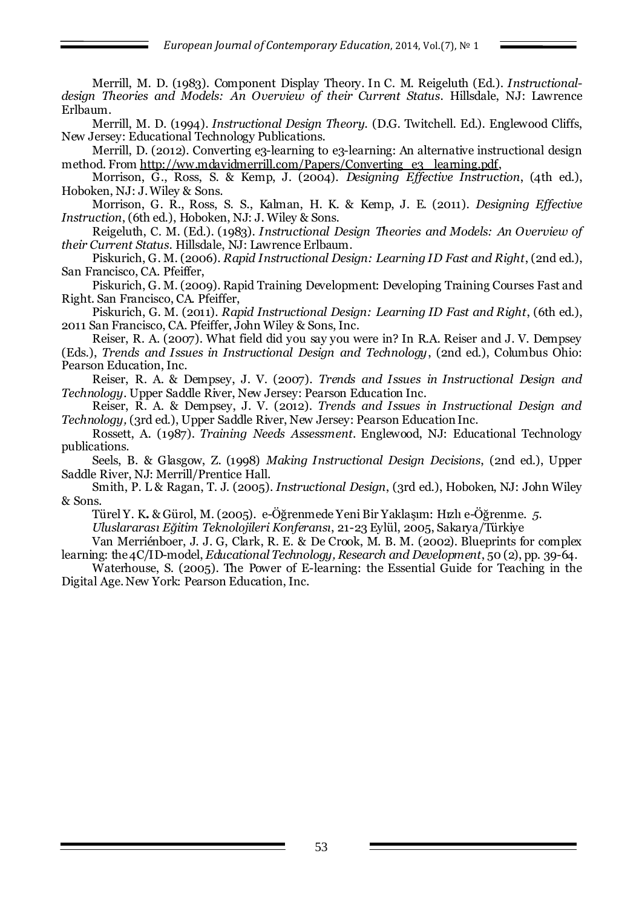Merrill, M. D. (1983). Component Display Theory. In C. M. Reigeluth (Ed.). *Instructional-design Theories and Models: An Overview of their Current Status*. Hillsdale, NJ: Lawrence Erlbaum.

Merrill, M. D. (1994). *Instructional Design Theory*. (D.G. Twitchell. Ed.). Englewood Cliffs, New Jersey: Educational Technology Publications.

Merrill, D. (2012). Converting e3-learning to e3-learning: An alternative instructional design method. From http://ww.mdavidmerrill.com/Papers/Converting_e3_learning.pdf,

Morrison, G., Ross, S. & Kemp, J. (2004). *Designing Effective Instruction*, (4th ed.), Hoboken, NJ: J. Wiley & Sons.

Morrison, G. R., Ross, S. S., Kalman, H. K. & Kemp, J. E. (2011). *Designing Effective Instruction*, (6th ed.), Hoboken, NJ: J. Wiley & Sons.

Reigeluth, C. M. (Ed.). (1983). *Instructional Design Theories and Models: An Overview of their Current Status*. Hillsdale, NJ: Lawrence Erlbaum.

Piskurich, G. M. (2006). *Rapid Instructional Design: Learning ID Fast and Right*, (2nd ed.), San Francisco, CA. Pfeiffer,

Piskurich, G. M. (2009). Rapid Training Development: Developing Training Courses Fast and Right. San Francisco, CA. Pfeiffer,

Piskurich, G. M. (2011). *Rapid Instructional Design: Learning ID Fast and Right*, (6th ed.), 2011 San Francisco, CA. Pfeiffer, John Wiley & Sons, Inc.

Reiser, R. A. (2007). What field did you say you were in? In R.A. Reiser and J. V. Dempsey (Eds.), *Trends and Issues in Instructional Design and Technology*, (2nd ed.), Columbus Ohio: Pearson Education, Inc.

Reiser, R. A. & Dempsey, J. V. (2007). *Trends and Issues in Instructional Design and Technology*. Upper Saddle River, New Jersey: Pearson Education Inc.

Reiser, R. A. & Dempsey, J. V. (2012). *Trends and Issues in Instructional Design and Technology*, (3rd ed.), Upper Saddle River, New Jersey: Pearson Education Inc.

Rossett, A. (1987). *Training Needs Assessment*. Englewood, NJ: Educational Technology publications.

Seels, B. & Glasgow, Z. (1998) *Making Instructional Design Decisions*, (2nd ed.), Upper Saddle River, NJ: Merrill/Prentice Hall.

Smith, P. L & Ragan, T. J. (2005). *Instructional Design*, (3rd ed.), Hoboken, NJ: John Wiley & Sons.

Türel Y. K. & Gürol, M. (2005). e-Öğrenmede Yeni Bir Yaklaşım: Hızlı e-Öğrenme. *5. Uluslararası Eğitim Teknolojileri Konferansı*, 21-23 Eylül, 2005, Sakarya/Türkiye

Van Merriénboer, J. J. G, Clark, R. E. & De Crook, M. B. M. (2002). Blueprints for complex learning: the 4C/ID-model, *Educational Technology, Research and Development*, 50 (2), pp. 39-64.

Waterhouse, S. (2005). The Power of E-learning: the Essential Guide for Teaching in the Digital Age. New York: Pearson Education, Inc.